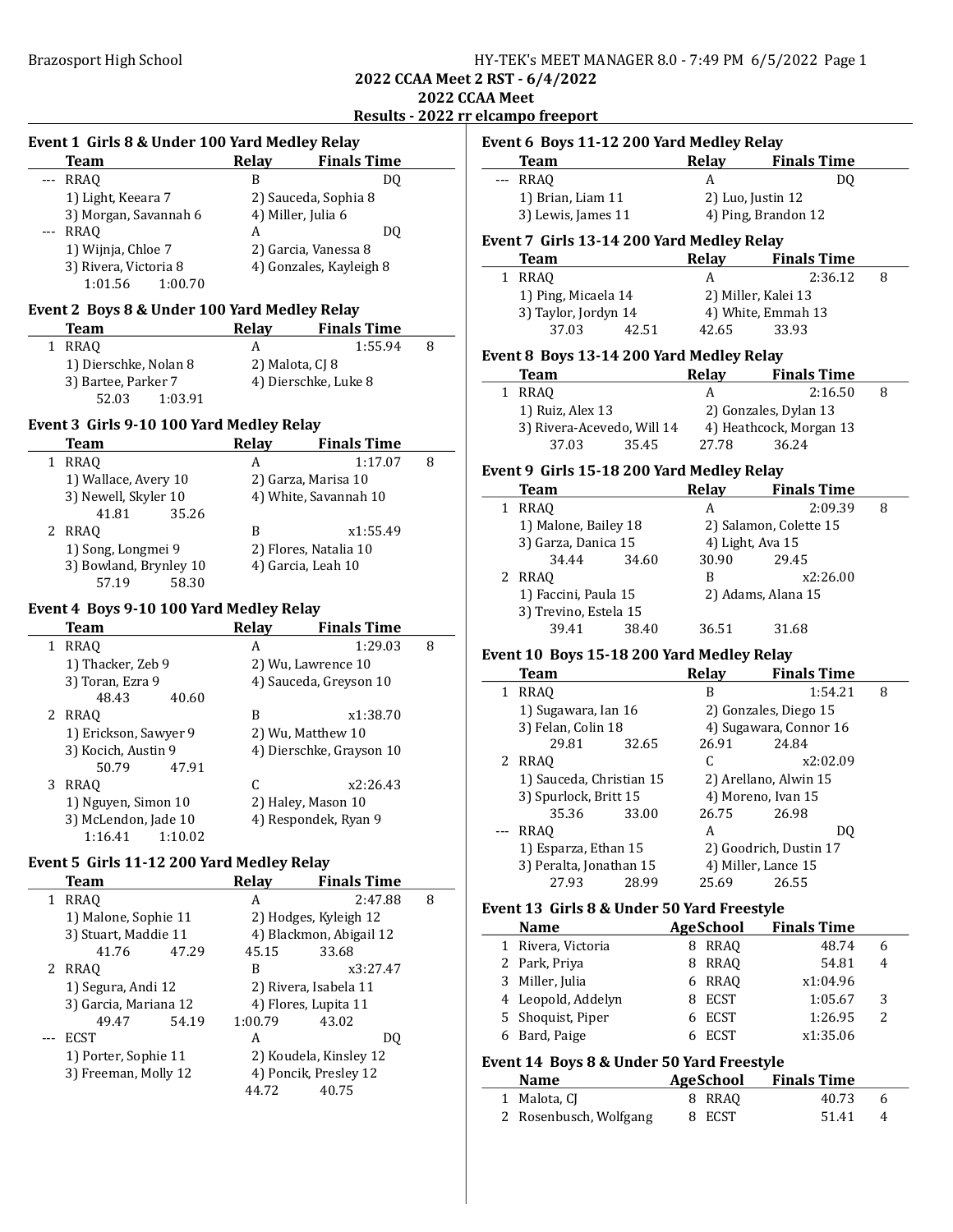**2022 CCAA Meet 2 RST - 6/4/2022**
**2022 CCAA Meet**
**Results - 2022 rr elcampo freeport**

### Event 1 Girls 8 & Under 100 Yard Medley Relay

| | Team | Relay | Finals Time | |
|---|---|---|---|---|
| --- | RRAQ | B | DQ | |
| | 1) Light, Keeara 7 | 2) Sauceda, Sophia 8 | | |
| | 3) Morgan, Savannah 6 | 4) Miller, Julia 6 | | |
| --- | RRAQ | A | DQ | |
| | 1) Wijnja, Chloe 7 | 2) Garcia, Vanessa 8 | | |
| | 3) Rivera, Victoria 8 | 4) Gonzales, Kayleigh 8 | | |
| | 1:01.56 1:00.70 | | | |

### Event 2 Boys 8 & Under 100 Yard Medley Relay

| | Team | Relay | Finals Time | |
|---|---|---|---|---|
| 1 | RRAQ | A | 1:55.94 | 8 |
| | 1) Dierschke, Nolan 8 | 2) Malota, CJ 8 | | |
| | 3) Bartee, Parker 7 | 4) Dierschke, Luke 8 | | |
| | 52.03 1:03.91 | | | |

### Event 3 Girls 9-10 100 Yard Medley Relay

| | Team | Relay | Finals Time | |
|---|---|---|---|---|
| 1 | RRAQ | A | 1:17.07 | 8 |
| | 1) Wallace, Avery 10 | 2) Garza, Marisa 10 | | |
| | 3) Newell, Skyler 10 | 4) White, Savannah 10 | | |
| | 41.81 35.26 | | | |
| 2 | RRAQ | B | x1:55.49 | |
| | 1) Song, Longmei 9 | 2) Flores, Natalia 10 | | |
| | 3) Bowland, Brynley 10 | 4) Garcia, Leah 10 | | |
| | 57.19 58.30 | | | |

### Event 4 Boys 9-10 100 Yard Medley Relay

| | Team | Relay | Finals Time | |
|---|---|---|---|---|
| 1 | RRAQ | A | 1:29.03 | 8 |
| | 1) Thacker, Zeb 9 | 2) Wu, Lawrence 10 | | |
| | 3) Toran, Ezra 9 | 4) Sauceda, Greyson 10 | | |
| | 48.43 40.60 | | | |
| 2 | RRAQ | B | x1:38.70 | |
| | 1) Erickson, Sawyer 9 | 2) Wu, Matthew 10 | | |
| | 3) Kocich, Austin 9 | 4) Dierschke, Grayson 10 | | |
| | 50.79 47.91 | | | |
| 3 | RRAQ | C | x2:26.43 | |
| | 1) Nguyen, Simon 10 | 2) Haley, Mason 10 | | |
| | 3) McLendon, Jade 10 | 4) Respondek, Ryan 9 | | |
| | 1:16.41 1:10.02 | | | |

### Event 5 Girls 11-12 200 Yard Medley Relay

| | Team | Relay | Finals Time | |
|---|---|---|---|---|
| 1 | RRAQ | A | 2:47.88 | 8 |
| | 1) Malone, Sophie 11 | 2) Hodges, Kyleigh 12 | | |
| | 3) Stuart, Maddie 11 | 4) Blackmon, Abigail 12 | | |
| | 41.76 47.29 | 45.15 33.68 | | |
| 2 | RRAQ | B | x3:27.47 | |
| | 1) Segura, Andi 12 | 2) Rivera, Isabela 11 | | |
| | 3) Garcia, Mariana 12 | 4) Flores, Lupita 11 | | |
| | 49.47 54.19 | 1:00.79 43.02 | | |
| --- | ECST | A | DQ | |
| | 1) Porter, Sophie 11 | 2) Koudela, Kinsley 12 | | |
| | 3) Freeman, Molly 12 | 4) Poncik, Presley 12 | | |
| | | 44.72 40.75 | | |

### Event 6 Boys 11-12 200 Yard Medley Relay

| | Team | Relay | Finals Time | |
|---|---|---|---|---|
| --- | RRAQ | A | DQ | |
| | 1) Brian, Liam 11 | 2) Luo, Justin 12 | | |
| | 3) Lewis, James 11 | 4) Ping, Brandon 12 | | |

### Event 7 Girls 13-14 200 Yard Medley Relay

| | Team | Relay | Finals Time | |
|---|---|---|---|---|
| 1 | RRAQ | A | 2:36.12 | 8 |
| | 1) Ping, Micaela 14 | 2) Miller, Kalei 13 | | |
| | 3) Taylor, Jordyn 14 | 4) White, Emmah 13 | | |
| | 37.03 42.51 | 42.65 33.93 | | |

### Event 8 Boys 13-14 200 Yard Medley Relay

| | Team | Relay | Finals Time | |
|---|---|---|---|---|
| 1 | RRAQ | A | 2:16.50 | 8 |
| | 1) Ruiz, Alex 13 | 2) Gonzales, Dylan 13 | | |
| | 3) Rivera-Acevedo, Will 14 | 4) Heathcock, Morgan 13 | | |
| | 37.03 35.45 | 27.78 36.24 | | |

### Event 9 Girls 15-18 200 Yard Medley Relay

| | Team | Relay | Finals Time | |
|---|---|---|---|---|
| 1 | RRAQ | A | 2:09.39 | 8 |
| | 1) Malone, Bailey 18 | 2) Salamon, Colette 15 | | |
| | 3) Garza, Danica 15 | 4) Light, Ava 15 | | |
| | 34.44 34.60 | 30.90 29.45 | | |
| 2 | RRAQ | B | x2:26.00 | |
| | 1) Faccini, Paula 15 | 2) Adams, Alana 15 | | |
| | 3) Trevino, Estela 15 | | | |
| | 39.41 38.40 | 36.51 31.68 | | |

### Event 10 Boys 15-18 200 Yard Medley Relay

| | Team | Relay | Finals Time | |
|---|---|---|---|---|
| 1 | RRAQ | B | 1:54.21 | 8 |
| | 1) Sugawara, Ian 16 | 2) Gonzales, Diego 15 | | |
| | 3) Felan, Colin 18 | 4) Sugawara, Connor 16 | | |
| | 29.81 32.65 | 26.91 24.84 | | |
| 2 | RRAQ | C | x2:02.09 | |
| | 1) Sauceda, Christian 15 | 2) Arellano, Alwin 15 | | |
| | 3) Spurlock, Britt 15 | 4) Moreno, Ivan 15 | | |
| | 35.36 33.00 | 26.75 26.98 | | |
| --- | RRAQ | A | DQ | |
| | 1) Esparza, Ethan 15 | 2) Goodrich, Dustin 17 | | |
| | 3) Peralta, Jonathan 15 | 4) Miller, Lance 15 | | |
| | 27.93 28.99 | 25.69 26.55 | | |

### Event 13 Girls 8 & Under 50 Yard Freestyle

| | Name | Age | School | Finals Time | |
|---|---|---|---|---|---|
| 1 | Rivera, Victoria | 8 | RRAQ | 48.74 | 6 |
| 2 | Park, Priya | 8 | RRAQ | 54.81 | 4 |
| 3 | Miller, Julia | 6 | RRAQ | x1:04.96 | |
| 4 | Leopold, Addelyn | 8 | ECST | 1:05.67 | 3 |
| 5 | Shoquist, Piper | 6 | ECST | 1:26.95 | 2 |
| 6 | Bard, Paige | 6 | ECST | x1:35.06 | |

### Event 14 Boys 8 & Under 50 Yard Freestyle

| | Name | Age | School | Finals Time | |
|---|---|---|---|---|---|
| 1 | Malota, CJ | 8 | RRAQ | 40.73 | 6 |
| 2 | Rosenbusch, Wolfgang | 8 | ECST | 51.41 | 4 |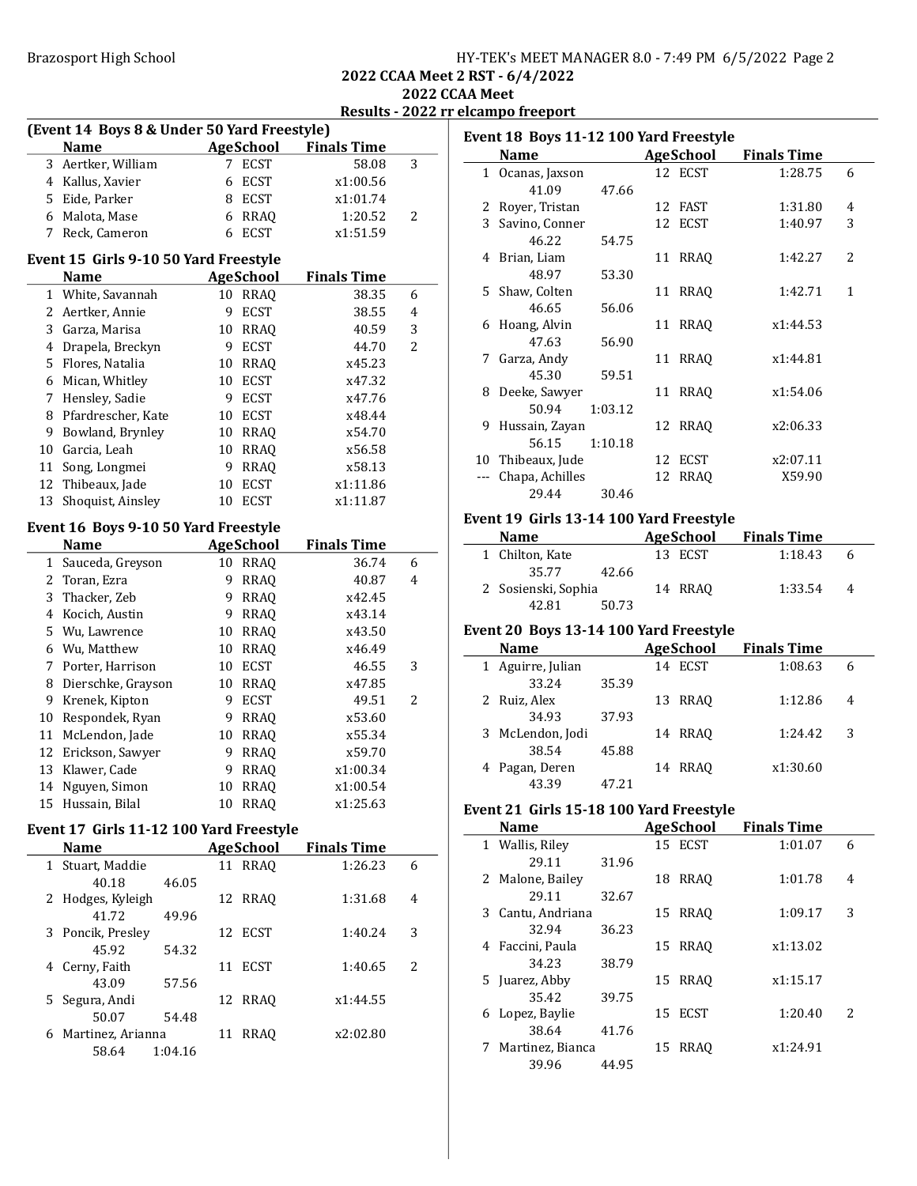## (Event 14 Boys 8 & Under 50 Yard Freestyle)

| | Name | Age | School | Finals Time | |
|---|---|---|---|---|---|
| 3 | Aertker, William | 7 | ECST | 58.08 | 3 |
| 4 | Kallus, Xavier | 6 | ECST | x1:00.56 | |
| 5 | Eide, Parker | 8 | ECST | x1:01.74 | |
| 6 | Malota, Mase | 6 | RRAQ | 1:20.52 | 2 |
| 7 | Reck, Cameron | 6 | ECST | x1:51.59 | |

## Event 15 Girls 9-10 50 Yard Freestyle

| | Name | Age | School | Finals Time | |
|---|---|---|---|---|---|
| 1 | White, Savannah | 10 | RRAQ | 38.35 | 6 |
| 2 | Aertker, Annie | 9 | ECST | 38.55 | 4 |
| 3 | Garza, Marisa | 10 | RRAQ | 40.59 | 3 |
| 4 | Drapela, Breckyn | 9 | ECST | 44.70 | 2 |
| 5 | Flores, Natalia | 10 | RRAQ | x45.23 | |
| 6 | Mican, Whitley | 10 | ECST | x47.32 | |
| 7 | Hensley, Sadie | 9 | ECST | x47.76 | |
| 8 | Pfardrescher, Kate | 10 | ECST | x48.44 | |
| 9 | Bowland, Brynley | 10 | RRAQ | x54.70 | |
| 10 | Garcia, Leah | 10 | RRAQ | x56.58 | |
| 11 | Song, Longmei | 9 | RRAQ | x58.13 | |
| 12 | Thibeaux, Jade | 10 | ECST | x1:11.86 | |
| 13 | Shoquist, Ainsley | 10 | ECST | x1:11.87 | |

## Event 16 Boys 9-10 50 Yard Freestyle

| | Name | Age | School | Finals Time | |
|---|---|---|---|---|---|
| 1 | Sauceda, Greyson | 10 | RRAQ | 36.74 | 6 |
| 2 | Toran, Ezra | 9 | RRAQ | 40.87 | 4 |
| 3 | Thacker, Zeb | 9 | RRAQ | x42.45 | |
| 4 | Kocich, Austin | 9 | RRAQ | x43.14 | |
| 5 | Wu, Lawrence | 10 | RRAQ | x43.50 | |
| 6 | Wu, Matthew | 10 | RRAQ | x46.49 | |
| 7 | Porter, Harrison | 10 | ECST | 46.55 | 3 |
| 8 | Dierschke, Grayson | 10 | RRAQ | x47.85 | |
| 9 | Krenek, Kipton | 9 | ECST | 49.51 | 2 |
| 10 | Respondek, Ryan | 9 | RRAQ | x53.60 | |
| 11 | McLendon, Jade | 10 | RRAQ | x55.34 | |
| 12 | Erickson, Sawyer | 9 | RRAQ | x59.70 | |
| 13 | Klawer, Cade | 9 | RRAQ | x1:00.34 | |
| 14 | Nguyen, Simon | 10 | RRAQ | x1:00.54 | |
| 15 | Hussain, Bilal | 10 | RRAQ | x1:25.63 | |

## Event 17 Girls 11-12 100 Yard Freestyle

| | Name | Age | School | Finals Time | |
|---|---|---|---|---|---|
| 1 | Stuart, Maddie | 11 | RRAQ | 1:26.23 | 6 |
| | 40.18 46.05 | | | | |
| 2 | Hodges, Kyleigh | 12 | RRAQ | 1:31.68 | 4 |
| | 41.72 49.96 | | | | |
| 3 | Poncik, Presley | 12 | ECST | 1:40.24 | 3 |
| | 45.92 54.32 | | | | |
| 4 | Cerny, Faith | 11 | ECST | 1:40.65 | 2 |
| | 43.09 57.56 | | | | |
| 5 | Segura, Andi | 12 | RRAQ | x1:44.55 | |
| | 50.07 54.48 | | | | |
| 6 | Martinez, Arianna | 11 | RRAQ | x2:02.80 | |
| | 58.64 1:04.16 | | | | |

## Event 18 Boys 11-12 100 Yard Freestyle

| | Name | Age | School | Finals Time | |
|---|---|---|---|---|---|
| 1 | Ocanas, Jaxson | 12 | ECST | 1:28.75 | 6 |
| | 41.09 47.66 | | | | |
| 2 | Royer, Tristan | 12 | FAST | 1:31.80 | 4 |
| 3 | Savino, Conner | 12 | ECST | 1:40.97 | 3 |
| | 46.22 54.75 | | | | |
| 4 | Brian, Liam | 11 | RRAQ | 1:42.27 | 2 |
| | 48.97 53.30 | | | | |
| 5 | Shaw, Colten | 11 | RRAQ | 1:42.71 | 1 |
| | 46.65 56.06 | | | | |
| 6 | Hoang, Alvin | 11 | RRAQ | x1:44.53 | |
| | 47.63 56.90 | | | | |
| 7 | Garza, Andy | 11 | RRAQ | x1:44.81 | |
| | 45.30 59.51 | | | | |
| 8 | Deeke, Sawyer | 11 | RRAQ | x1:54.06 | |
| | 50.94 1:03.12 | | | | |
| 9 | Hussain, Zayan | 12 | RRAQ | x2:06.33 | |
| | 56.15 1:10.18 | | | | |
| 10 | Thibeaux, Jude | 12 | ECST | x2:07.11 | |
| --- | Chapa, Achilles | 12 | RRAQ | X59.90 | |
| | 29.44 30.46 | | | | |

## Event 19 Girls 13-14 100 Yard Freestyle

| | Name | Age | School | Finals Time | |
|---|---|---|---|---|---|
| 1 | Chilton, Kate | 13 | ECST | 1:18.43 | 6 |
| | 35.77 42.66 | | | | |
| 2 | Sosienski, Sophia | 14 | RRAQ | 1:33.54 | 4 |
| | 42.81 50.73 | | | | |

## Event 20 Boys 13-14 100 Yard Freestyle

| | Name | Age | School | Finals Time | |
|---|---|---|---|---|---|
| 1 | Aguirre, Julian | 14 | ECST | 1:08.63 | 6 |
| | 33.24 35.39 | | | | |
| 2 | Ruiz, Alex | 13 | RRAQ | 1:12.86 | 4 |
| | 34.93 37.93 | | | | |
| 3 | McLendon, Jodi | 14 | RRAQ | 1:24.42 | 3 |
| | 38.54 45.88 | | | | |
| 4 | Pagan, Deren | 14 | RRAQ | x1:30.60 | |
| | 43.39 47.21 | | | | |

## Event 21 Girls 15-18 100 Yard Freestyle

| | Name | Age | School | Finals Time | |
|---|---|---|---|---|---|
| 1 | Wallis, Riley | 15 | ECST | 1:01.07 | 6 |
| | 29.11 31.96 | | | | |
| 2 | Malone, Bailey | 18 | RRAQ | 1:01.78 | 4 |
| | 29.11 32.67 | | | | |
| 3 | Cantu, Andriana | 15 | RRAQ | 1:09.17 | 3 |
| | 32.94 36.23 | | | | |
| 4 | Faccini, Paula | 15 | RRAQ | x1:13.02 | |
| | 34.23 38.79 | | | | |
| 5 | Juarez, Abby | 15 | RRAQ | x1:15.17 | |
| | 35.42 39.75 | | | | |
| 6 | Lopez, Baylie | 15 | ECST | 1:20.40 | 2 |
| | 38.64 41.76 | | | | |
| 7 | Martinez, Bianca | 15 | RRAQ | x1:24.91 | |
| | 39.96 44.95 | | | | |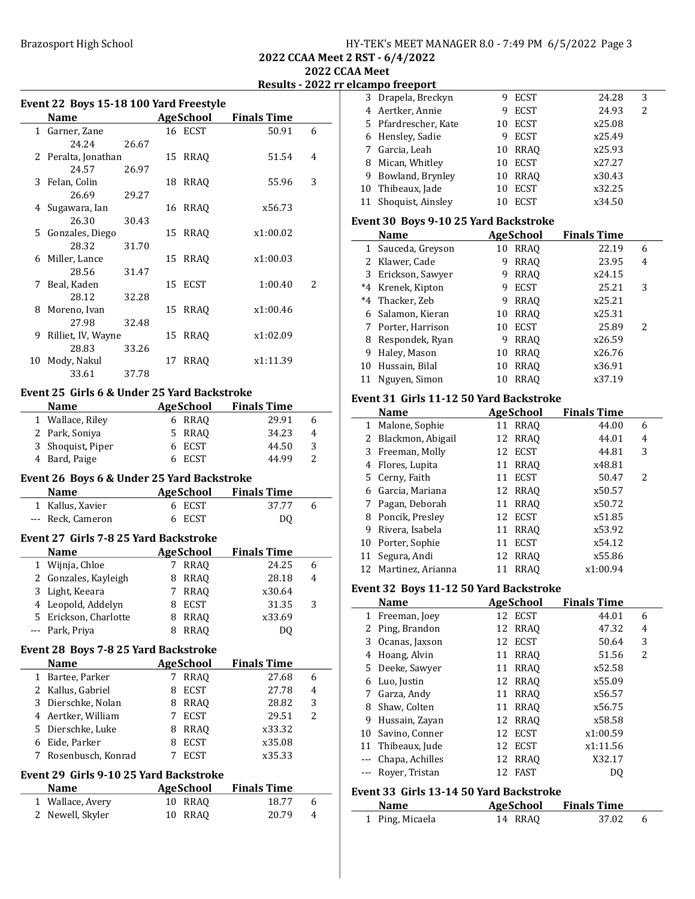### Event 22 Boys 15-18 100 Yard Freestyle

| | Name | Age | School | Finals Time | |
|---|---|---|---|---|---|
| 1 | Garner, Zane | 16 | ECST | 50.91 | 6 |
| | 24.24 26.67 | | | | |
| 2 | Peralta, Jonathan | 15 | RRAQ | 51.54 | 4 |
| | 24.57 26.97 | | | | |
| 3 | Felan, Colin | 18 | RRAQ | 55.96 | 3 |
| | 26.69 29.27 | | | | |
| 4 | Sugawara, Ian | 16 | RRAQ | x56.73 | |
| | 26.30 30.43 | | | | |
| 5 | Gonzales, Diego | 15 | RRAQ | x1:00.02 | |
| | 28.32 31.70 | | | | |
| 6 | Miller, Lance | 15 | RRAQ | x1:00.03 | |
| | 28.56 31.47 | | | | |
| 7 | Beal, Kaden | 15 | ECST | 1:00.40 | 2 |
| | 28.12 32.28 | | | | |
| 8 | Moreno, Ivan | 15 | RRAQ | x1:00.46 | |
| | 27.98 32.48 | | | | |
| 9 | Rilliet, IV, Wayne | 15 | RRAQ | x1:02.09 | |
| | 28.83 33.26 | | | | |
| 10 | Mody, Nakul | 17 | RRAQ | x1:11.39 | |
| | 33.61 37.78 | | | | |

### Event 25 Girls 6 & Under 25 Yard Backstroke

| | Name | Age | School | Finals Time | |
|---|---|---|---|---|---|
| 1 | Wallace, Riley | 6 | RRAQ | 29.91 | 6 |
| 2 | Park, Soniya | 5 | RRAQ | 34.23 | 4 |
| 3 | Shoquist, Piper | 6 | ECST | 44.50 | 3 |
| 4 | Bard, Paige | 6 | ECST | 44.99 | 2 |

### Event 26 Boys 6 & Under 25 Yard Backstroke

| | Name | Age | School | Finals Time | |
|---|---|---|---|---|---|
| 1 | Kallus, Xavier | 6 | ECST | 37.77 | 6 |
| --- | Reck, Cameron | 6 | ECST | DQ | |

### Event 27 Girls 7-8 25 Yard Backstroke

| | Name | Age | School | Finals Time | |
|---|---|---|---|---|---|
| 1 | Wijnja, Chloe | 7 | RRAQ | 24.25 | 6 |
| 2 | Gonzales, Kayleigh | 8 | RRAQ | 28.18 | 4 |
| 3 | Light, Keeara | 7 | RRAQ | x30.64 | |
| 4 | Leopold, Addelyn | 8 | ECST | 31.35 | 3 |
| 5 | Erickson, Charlotte | 8 | RRAQ | x33.69 | |
| --- | Park, Priya | 8 | RRAQ | DQ | |

### Event 28 Boys 7-8 25 Yard Backstroke

| | Name | Age | School | Finals Time | |
|---|---|---|---|---|---|
| 1 | Bartee, Parker | 7 | RRAQ | 27.68 | 6 |
| 2 | Kallus, Gabriel | 8 | ECST | 27.78 | 4 |
| 3 | Dierschke, Nolan | 8 | RRAQ | 28.82 | 3 |
| 4 | Aertker, William | 7 | ECST | 29.51 | 2 |
| 5 | Dierschke, Luke | 8 | RRAQ | x33.32 | |
| 6 | Eide, Parker | 8 | ECST | x35.08 | |
| 7 | Rosenbusch, Konrad | 7 | ECST | x35.33 | |

### Event 29 Girls 9-10 25 Yard Backstroke

| | Name | Age | School | Finals Time | |
|---|---|---|---|---|---|
| 1 | Wallace, Avery | 10 | RRAQ | 18.77 | 6 |
| 2 | Newell, Skyler | 10 | RRAQ | 20.79 | 4 |
| 3 | Drapela, Breckyn | 9 | ECST | 24.28 | 3 |
| 4 | Aertker, Annie | 9 | ECST | 24.93 | 2 |
| 5 | Pfardrescher, Kate | 10 | ECST | x25.08 | |
| 6 | Hensley, Sadie | 9 | ECST | x25.49 | |
| 7 | Garcia, Leah | 10 | RRAQ | x25.93 | |
| 8 | Mican, Whitley | 10 | ECST | x27.27 | |
| 9 | Bowland, Brynley | 10 | RRAQ | x30.43 | |
| 10 | Thibeaux, Jade | 10 | ECST | x32.25 | |
| 11 | Shoquist, Ainsley | 10 | ECST | x34.50 | |

### Event 30 Boys 9-10 25 Yard Backstroke

| | Name | Age | School | Finals Time | |
|---|---|---|---|---|---|
| 1 | Sauceda, Greyson | 10 | RRAQ | 22.19 | 6 |
| 2 | Klawer, Cade | 9 | RRAQ | 23.95 | 4 |
| 3 | Erickson, Sawyer | 9 | RRAQ | x24.15 | |
| *4 | Krenek, Kipton | 9 | ECST | 25.21 | 3 |
| *4 | Thacker, Zeb | 9 | RRAQ | x25.21 | |
| 6 | Salamon, Kieran | 10 | RRAQ | x25.31 | |
| 7 | Porter, Harrison | 10 | ECST | 25.89 | 2 |
| 8 | Respondek, Ryan | 9 | RRAQ | x26.59 | |
| 9 | Haley, Mason | 10 | RRAQ | x26.76 | |
| 10 | Hussain, Bilal | 10 | RRAQ | x36.91 | |
| 11 | Nguyen, Simon | 10 | RRAQ | x37.19 | |

### Event 31 Girls 11-12 50 Yard Backstroke

| | Name | Age | School | Finals Time | |
|---|---|---|---|---|---|
| 1 | Malone, Sophie | 11 | RRAQ | 44.00 | 6 |
| 2 | Blackmon, Abigail | 12 | RRAQ | 44.01 | 4 |
| 3 | Freeman, Molly | 12 | ECST | 44.81 | 3 |
| 4 | Flores, Lupita | 11 | RRAQ | x48.81 | |
| 5 | Cerny, Faith | 11 | ECST | 50.47 | 2 |
| 6 | Garcia, Mariana | 12 | RRAQ | x50.57 | |
| 7 | Pagan, Deborah | 11 | RRAQ | x50.72 | |
| 8 | Poncik, Presley | 12 | ECST | x51.85 | |
| 9 | Rivera, Isabela | 11 | RRAQ | x53.92 | |
| 10 | Porter, Sophie | 11 | ECST | x54.12 | |
| 11 | Segura, Andi | 12 | RRAQ | x55.86 | |
| 12 | Martinez, Arianna | 11 | RRAQ | x1:00.94 | |

### Event 32 Boys 11-12 50 Yard Backstroke

| | Name | Age | School | Finals Time | |
|---|---|---|---|---|---|
| 1 | Freeman, Joey | 12 | ECST | 44.01 | 6 |
| 2 | Ping, Brandon | 12 | RRAQ | 47.32 | 4 |
| 3 | Ocanas, Jaxson | 12 | ECST | 50.64 | 3 |
| 4 | Hoang, Alvin | 11 | RRAQ | 51.56 | 2 |
| 5 | Deeke, Sawyer | 11 | RRAQ | x52.58 | |
| 6 | Luo, Justin | 12 | RRAQ | x55.09 | |
| 7 | Garza, Andy | 11 | RRAQ | x56.57 | |
| 8 | Shaw, Colten | 11 | RRAQ | x56.75 | |
| 9 | Hussain, Zayan | 12 | RRAQ | x58.58 | |
| 10 | Savino, Conner | 12 | ECST | x1:00.59 | |
| 11 | Thibeaux, Jude | 12 | ECST | x1:11.56 | |
| --- | Chapa, Achilles | 12 | RRAQ | X32.17 | |
| --- | Royer, Tristan | 12 | FAST | DQ | |

### Event 33 Girls 13-14 50 Yard Backstroke

| | Name | Age | School | Finals Time | |
|---|---|---|---|---|---|
| 1 | Ping, Micaela | 14 | RRAQ | 37.02 | 6 |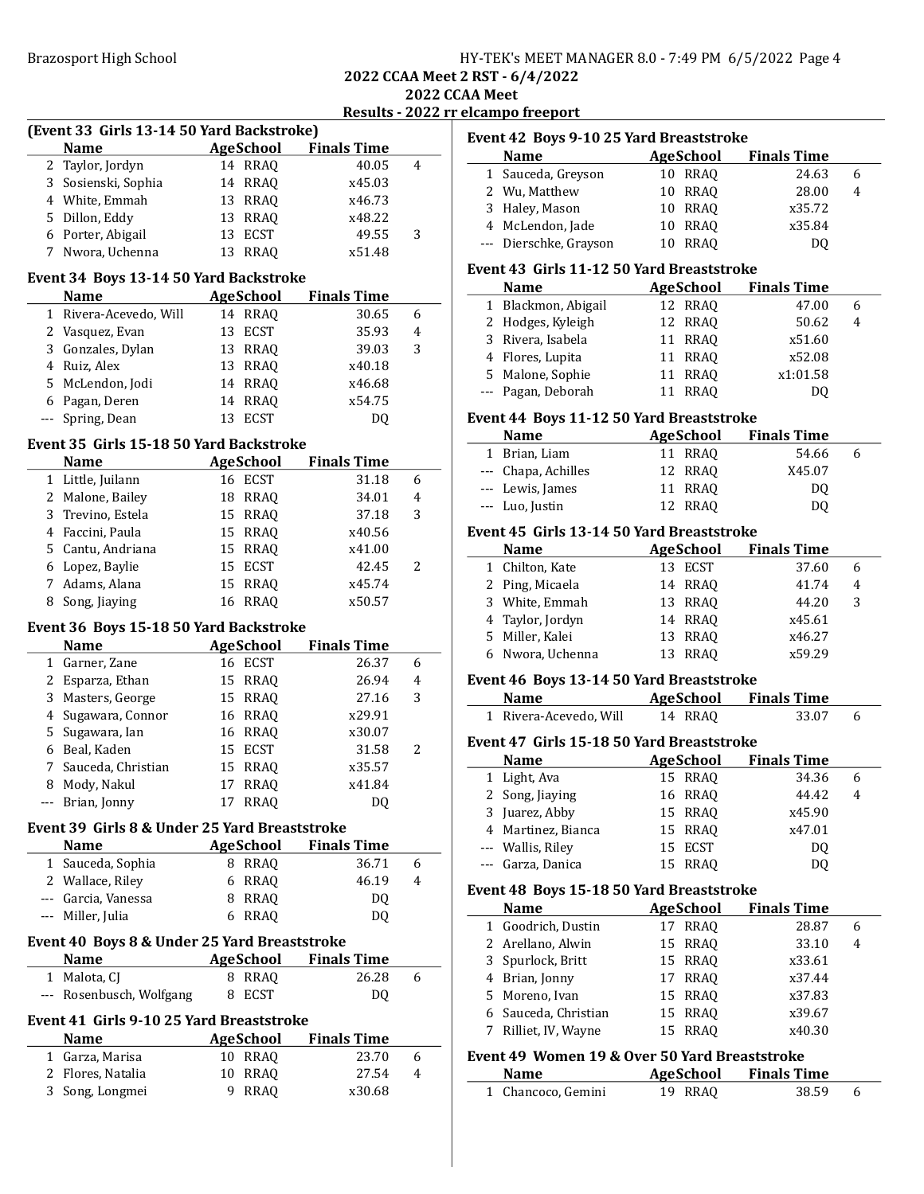## 2022 CCAA Meet 2 RST - 6/4/2022

## 2022 CCAA Meet

## Results - 2022 rr elcampo freeport

### (Event 33 Girls 13-14 50 Yard Backstroke)

| | Name | Age | School | Finals Time | |
|---|---|---|---|---|---|
| 2 | Taylor, Jordyn | 14 | RRAQ | 40.05 | 4 |
| 3 | Sosienski, Sophia | 14 | RRAQ | x45.03 | |
| 4 | White, Emmah | 13 | RRAQ | x46.73 | |
| 5 | Dillon, Eddy | 13 | RRAQ | x48.22 | |
| 6 | Porter, Abigail | 13 | ECST | 49.55 | 3 |
| 7 | Nwora, Uchenna | 13 | RRAQ | x51.48 | |

### Event 34 Boys 13-14 50 Yard Backstroke

| | Name | Age | School | Finals Time | |
|---|---|---|---|---|---|
| 1 | Rivera-Acevedo, Will | 14 | RRAQ | 30.65 | 6 |
| 2 | Vasquez, Evan | 13 | ECST | 35.93 | 4 |
| 3 | Gonzales, Dylan | 13 | RRAQ | 39.03 | 3 |
| 4 | Ruiz, Alex | 13 | RRAQ | x40.18 | |
| 5 | McLendon, Jodi | 14 | RRAQ | x46.68 | |
| 6 | Pagan, Deren | 14 | RRAQ | x54.75 | |
| --- | Spring, Dean | 13 | ECST | DQ | |

### Event 35 Girls 15-18 50 Yard Backstroke

| | Name | Age | School | Finals Time | |
|---|---|---|---|---|---|
| 1 | Little, Juilann | 16 | ECST | 31.18 | 6 |
| 2 | Malone, Bailey | 18 | RRAQ | 34.01 | 4 |
| 3 | Trevino, Estela | 15 | RRAQ | 37.18 | 3 |
| 4 | Faccini, Paula | 15 | RRAQ | x40.56 | |
| 5 | Cantu, Andriana | 15 | RRAQ | x41.00 | |
| 6 | Lopez, Baylie | 15 | ECST | 42.45 | 2 |
| 7 | Adams, Alana | 15 | RRAQ | x45.74 | |
| 8 | Song, Jiaying | 16 | RRAQ | x50.57 | |

### Event 36 Boys 15-18 50 Yard Backstroke

| | Name | Age | School | Finals Time | |
|---|---|---|---|---|---|
| 1 | Garner, Zane | 16 | ECST | 26.37 | 6 |
| 2 | Esparza, Ethan | 15 | RRAQ | 26.94 | 4 |
| 3 | Masters, George | 15 | RRAQ | 27.16 | 3 |
| 4 | Sugawara, Connor | 16 | RRAQ | x29.91 | |
| 5 | Sugawara, Ian | 16 | RRAQ | x30.07 | |
| 6 | Beal, Kaden | 15 | ECST | 31.58 | 2 |
| 7 | Sauceda, Christian | 15 | RRAQ | x35.57 | |
| 8 | Mody, Nakul | 17 | RRAQ | x41.84 | |
| --- | Brian, Jonny | 17 | RRAQ | DQ | |

### Event 39 Girls 8 & Under 25 Yard Breaststroke

| | Name | Age | School | Finals Time | |
|---|---|---|---|---|---|
| 1 | Sauceda, Sophia | 8 | RRAQ | 36.71 | 6 |
| 2 | Wallace, Riley | 6 | RRAQ | 46.19 | 4 |
| --- | Garcia, Vanessa | 8 | RRAQ | DQ | |
| --- | Miller, Julia | 6 | RRAQ | DQ | |

### Event 40 Boys 8 & Under 25 Yard Breaststroke

| | Name | Age | School | Finals Time | |
|---|---|---|---|---|---|
| 1 | Malota, CJ | 8 | RRAQ | 26.28 | 6 |
| --- | Rosenbusch, Wolfgang | 8 | ECST | DQ | |

### Event 41 Girls 9-10 25 Yard Breaststroke

| | Name | Age | School | Finals Time | |
|---|---|---|---|---|---|
| 1 | Garza, Marisa | 10 | RRAQ | 23.70 | 6 |
| 2 | Flores, Natalia | 10 | RRAQ | 27.54 | 4 |
| 3 | Song, Longmei | 9 | RRAQ | x30.68 | |

### Event 42 Boys 9-10 25 Yard Breaststroke

| | Name | Age | School | Finals Time | |
|---|---|---|---|---|---|
| 1 | Sauceda, Greyson | 10 | RRAQ | 24.63 | 6 |
| 2 | Wu, Matthew | 10 | RRAQ | 28.00 | 4 |
| 3 | Haley, Mason | 10 | RRAQ | x35.72 | |
| 4 | McLendon, Jade | 10 | RRAQ | x35.84 | |
| --- | Dierschke, Grayson | 10 | RRAQ | DQ | |

### Event 43 Girls 11-12 50 Yard Breaststroke

| | Name | Age | School | Finals Time | |
|---|---|---|---|---|---|
| 1 | Blackmon, Abigail | 12 | RRAQ | 47.00 | 6 |
| 2 | Hodges, Kyleigh | 12 | RRAQ | 50.62 | 4 |
| 3 | Rivera, Isabela | 11 | RRAQ | x51.60 | |
| 4 | Flores, Lupita | 11 | RRAQ | x52.08 | |
| 5 | Malone, Sophie | 11 | RRAQ | x1:01.58 | |
| --- | Pagan, Deborah | 11 | RRAQ | DQ | |

### Event 44 Boys 11-12 50 Yard Breaststroke

| | Name | Age | School | Finals Time | |
|---|---|---|---|---|---|
| 1 | Brian, Liam | 11 | RRAQ | 54.66 | 6 |
| --- | Chapa, Achilles | 12 | RRAQ | X45.07 | |
| --- | Lewis, James | 11 | RRAQ | DQ | |
| --- | Luo, Justin | 12 | RRAQ | DQ | |

### Event 45 Girls 13-14 50 Yard Breaststroke

| | Name | Age | School | Finals Time | |
|---|---|---|---|---|---|
| 1 | Chilton, Kate | 13 | ECST | 37.60 | 6 |
| 2 | Ping, Micaela | 14 | RRAQ | 41.74 | 4 |
| 3 | White, Emmah | 13 | RRAQ | 44.20 | 3 |
| 4 | Taylor, Jordyn | 14 | RRAQ | x45.61 | |
| 5 | Miller, Kalei | 13 | RRAQ | x46.27 | |
| 6 | Nwora, Uchenna | 13 | RRAQ | x59.29 | |

### Event 46 Boys 13-14 50 Yard Breaststroke

| | Name | Age | School | Finals Time | |
|---|---|---|---|---|---|
| 1 | Rivera-Acevedo, Will | 14 | RRAQ | 33.07 | 6 |

### Event 47 Girls 15-18 50 Yard Breaststroke

| | Name | Age | School | Finals Time | |
|---|---|---|---|---|---|
| 1 | Light, Ava | 15 | RRAQ | 34.36 | 6 |
| 2 | Song, Jiaying | 16 | RRAQ | 44.42 | 4 |
| 3 | Juarez, Abby | 15 | RRAQ | x45.90 | |
| 4 | Martinez, Bianca | 15 | RRAQ | x47.01 | |
| --- | Wallis, Riley | 15 | ECST | DQ | |
| --- | Garza, Danica | 15 | RRAQ | DQ | |

### Event 48 Boys 15-18 50 Yard Breaststroke

| | Name | Age | School | Finals Time | |
|---|---|---|---|---|---|
| 1 | Goodrich, Dustin | 17 | RRAQ | 28.87 | 6 |
| 2 | Arellano, Alwin | 15 | RRAQ | 33.10 | 4 |
| 3 | Spurlock, Britt | 15 | RRAQ | x33.61 | |
| 4 | Brian, Jonny | 17 | RRAQ | x37.44 | |
| 5 | Moreno, Ivan | 15 | RRAQ | x37.83 | |
| 6 | Sauceda, Christian | 15 | RRAQ | x39.67 | |
| 7 | Rilliet, IV, Wayne | 15 | RRAQ | x40.30 | |

### Event 49 Women 19 & Over 50 Yard Breaststroke

| | Name | Age | School | Finals Time | |
|---|---|---|---|---|---|
| 1 | Chancoco, Gemini | 19 | RRAQ | 38.59 | 6 |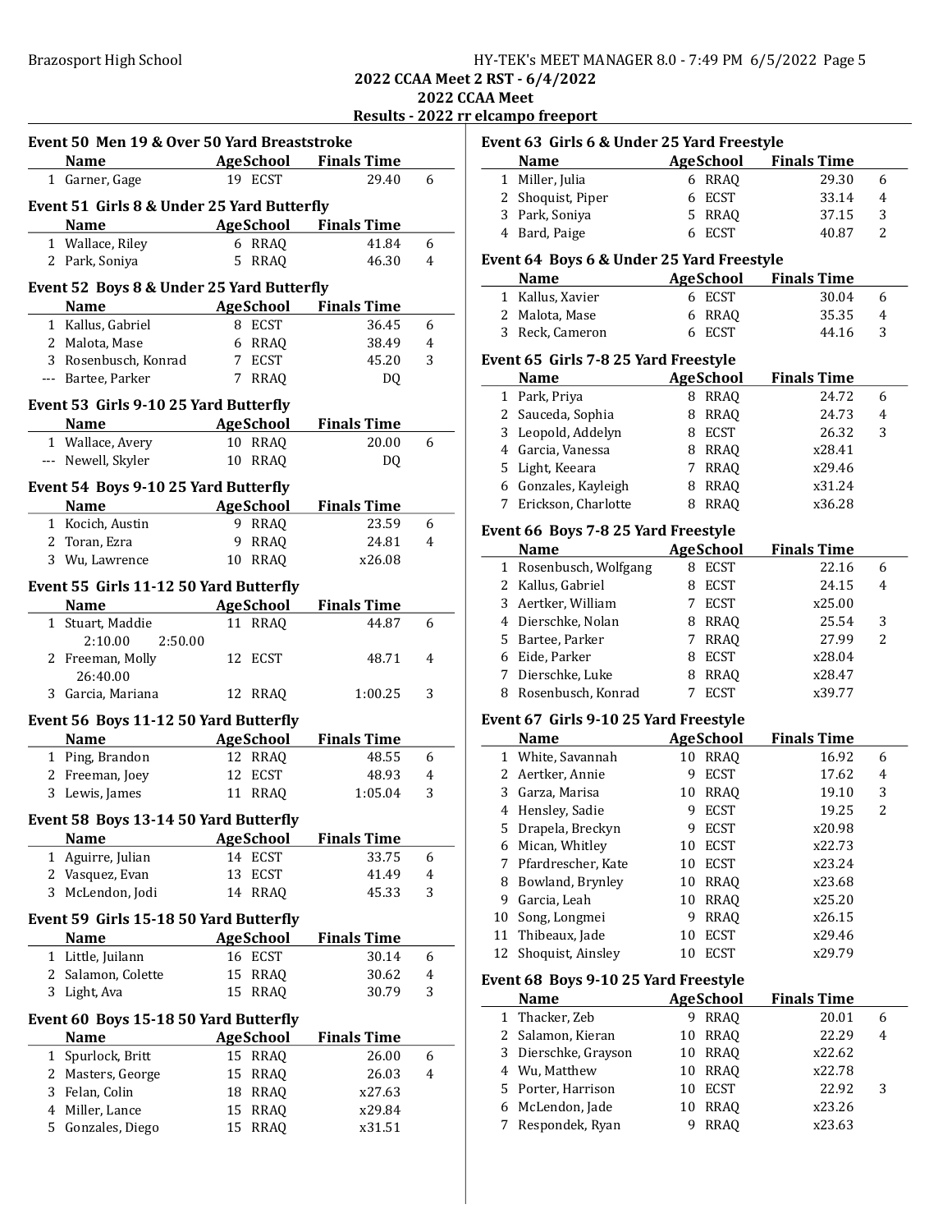2022 CCAA Meet 2 RST - 6/4/2022

2022 CCAA Meet

Results - 2022 rr elcampo freeport

### Event 50 Men 19 & Over 50 Yard Breaststroke

| | Name | Age | School | Finals Time | |
|---|---|---|---|---|---|
| 1 | Garner, Gage | 19 | ECST | 29.40 | 6 |

### Event 51 Girls 8 & Under 25 Yard Butterfly

| | Name | Age | School | Finals Time | |
|---|---|---|---|---|---|
| 1 | Wallace, Riley | 6 | RRAQ | 41.84 | 6 |
| 2 | Park, Soniya | 5 | RRAQ | 46.30 | 4 |

### Event 52 Boys 8 & Under 25 Yard Butterfly

| | Name | Age | School | Finals Time | |
|---|---|---|---|---|---|
| 1 | Kallus, Gabriel | 8 | ECST | 36.45 | 6 |
| 2 | Malota, Mase | 6 | RRAQ | 38.49 | 4 |
| 3 | Rosenbusch, Konrad | 7 | ECST | 45.20 | 3 |
| --- | Bartee, Parker | 7 | RRAQ | DQ | |

### Event 53 Girls 9-10 25 Yard Butterfly

| | Name | Age | School | Finals Time | |
|---|---|---|---|---|---|
| 1 | Wallace, Avery | 10 | RRAQ | 20.00 | 6 |
| --- | Newell, Skyler | 10 | RRAQ | DQ | |

### Event 54 Boys 9-10 25 Yard Butterfly

| | Name | Age | School | Finals Time | |
|---|---|---|---|---|---|
| 1 | Kocich, Austin | 9 | RRAQ | 23.59 | 6 |
| 2 | Toran, Ezra | 9 | RRAQ | 24.81 | 4 |
| 3 | Wu, Lawrence | 10 | RRAQ | x26.08 | |

### Event 55 Girls 11-12 50 Yard Butterfly

| | Name | Age | School | Finals Time | |
|---|---|---|---|---|---|
| 1 | Stuart, Maddie | 11 | RRAQ | 44.87 | 6 |
| | 2:10.00 2:50.00 | | | | |
| 2 | Freeman, Molly | 12 | ECST | 48.71 | 4 |
| | 26:40.00 | | | | |
| 3 | Garcia, Mariana | 12 | RRAQ | 1:00.25 | 3 |

### Event 56 Boys 11-12 50 Yard Butterfly

| | Name | Age | School | Finals Time | |
|---|---|---|---|---|---|
| 1 | Ping, Brandon | 12 | RRAQ | 48.55 | 6 |
| 2 | Freeman, Joey | 12 | ECST | 48.93 | 4 |
| 3 | Lewis, James | 11 | RRAQ | 1:05.04 | 3 |

### Event 58 Boys 13-14 50 Yard Butterfly

| | Name | Age | School | Finals Time | |
|---|---|---|---|---|---|
| 1 | Aguirre, Julian | 14 | ECST | 33.75 | 6 |
| 2 | Vasquez, Evan | 13 | ECST | 41.49 | 4 |
| 3 | McLendon, Jodi | 14 | RRAQ | 45.33 | 3 |

### Event 59 Girls 15-18 50 Yard Butterfly

| | Name | Age | School | Finals Time | |
|---|---|---|---|---|---|
| 1 | Little, Juilann | 16 | ECST | 30.14 | 6 |
| 2 | Salamon, Colette | 15 | RRAQ | 30.62 | 4 |
| 3 | Light, Ava | 15 | RRAQ | 30.79 | 3 |

### Event 60 Boys 15-18 50 Yard Butterfly

| | Name | Age | School | Finals Time | |
|---|---|---|---|---|---|
| 1 | Spurlock, Britt | 15 | RRAQ | 26.00 | 6 |
| 2 | Masters, George | 15 | RRAQ | 26.03 | 4 |
| 3 | Felan, Colin | 18 | RRAQ | x27.63 | |
| 4 | Miller, Lance | 15 | RRAQ | x29.84 | |
| 5 | Gonzales, Diego | 15 | RRAQ | x31.51 | |

### Event 63 Girls 6 & Under 25 Yard Freestyle

| | Name | Age | School | Finals Time | |
|---|---|---|---|---|---|
| 1 | Miller, Julia | 6 | RRAQ | 29.30 | 6 |
| 2 | Shoquist, Piper | 6 | ECST | 33.14 | 4 |
| 3 | Park, Soniya | 5 | RRAQ | 37.15 | 3 |
| 4 | Bard, Paige | 6 | ECST | 40.87 | 2 |

### Event 64 Boys 6 & Under 25 Yard Freestyle

| | Name | Age | School | Finals Time | |
|---|---|---|---|---|---|
| 1 | Kallus, Xavier | 6 | ECST | 30.04 | 6 |
| 2 | Malota, Mase | 6 | RRAQ | 35.35 | 4 |
| 3 | Reck, Cameron | 6 | ECST | 44.16 | 3 |

### Event 65 Girls 7-8 25 Yard Freestyle

| | Name | Age | School | Finals Time | |
|---|---|---|---|---|---|
| 1 | Park, Priya | 8 | RRAQ | 24.72 | 6 |
| 2 | Sauceda, Sophia | 8 | RRAQ | 24.73 | 4 |
| 3 | Leopold, Addelyn | 8 | ECST | 26.32 | 3 |
| 4 | Garcia, Vanessa | 8 | RRAQ | x28.41 | |
| 5 | Light, Keeara | 7 | RRAQ | x29.46 | |
| 6 | Gonzales, Kayleigh | 8 | RRAQ | x31.24 | |
| 7 | Erickson, Charlotte | 8 | RRAQ | x36.28 | |

### Event 66 Boys 7-8 25 Yard Freestyle

| | Name | Age | School | Finals Time | |
|---|---|---|---|---|---|
| 1 | Rosenbusch, Wolfgang | 8 | ECST | 22.16 | 6 |
| 2 | Kallus, Gabriel | 8 | ECST | 24.15 | 4 |
| 3 | Aertker, William | 7 | ECST | x25.00 | |
| 4 | Dierschke, Nolan | 8 | RRAQ | 25.54 | 3 |
| 5 | Bartee, Parker | 7 | RRAQ | 27.99 | 2 |
| 6 | Eide, Parker | 8 | ECST | x28.04 | |
| 7 | Dierschke, Luke | 8 | RRAQ | x28.47 | |
| 8 | Rosenbusch, Konrad | 7 | ECST | x39.77 | |

### Event 67 Girls 9-10 25 Yard Freestyle

| | Name | Age | School | Finals Time | |
|---|---|---|---|---|---|
| 1 | White, Savannah | 10 | RRAQ | 16.92 | 6 |
| 2 | Aertker, Annie | 9 | ECST | 17.62 | 4 |
| 3 | Garza, Marisa | 10 | RRAQ | 19.10 | 3 |
| 4 | Hensley, Sadie | 9 | ECST | 19.25 | 2 |
| 5 | Drapela, Breckyn | 9 | ECST | x20.98 | |
| 6 | Mican, Whitley | 10 | ECST | x22.73 | |
| 7 | Pfardrescher, Kate | 10 | ECST | x23.24 | |
| 8 | Bowland, Brynley | 10 | RRAQ | x23.68 | |
| 9 | Garcia, Leah | 10 | RRAQ | x25.20 | |
| 10 | Song, Longmei | 9 | RRAQ | x26.15 | |
| 11 | Thibeaux, Jade | 10 | ECST | x29.46 | |
| 12 | Shoquist, Ainsley | 10 | ECST | x29.79 | |

### Event 68 Boys 9-10 25 Yard Freestyle

| | Name | Age | School | Finals Time | |
|---|---|---|---|---|---|
| 1 | Thacker, Zeb | 9 | RRAQ | 20.01 | 6 |
| 2 | Salamon, Kieran | 10 | RRAQ | 22.29 | 4 |
| 3 | Dierschke, Grayson | 10 | RRAQ | x22.62 | |
| 4 | Wu, Matthew | 10 | RRAQ | x22.78 | |
| 5 | Porter, Harrison | 10 | ECST | 22.92 | 3 |
| 6 | McLendon, Jade | 10 | RRAQ | x23.26 | |
| 7 | Respondek, Ryan | 9 | RRAQ | x23.63 | |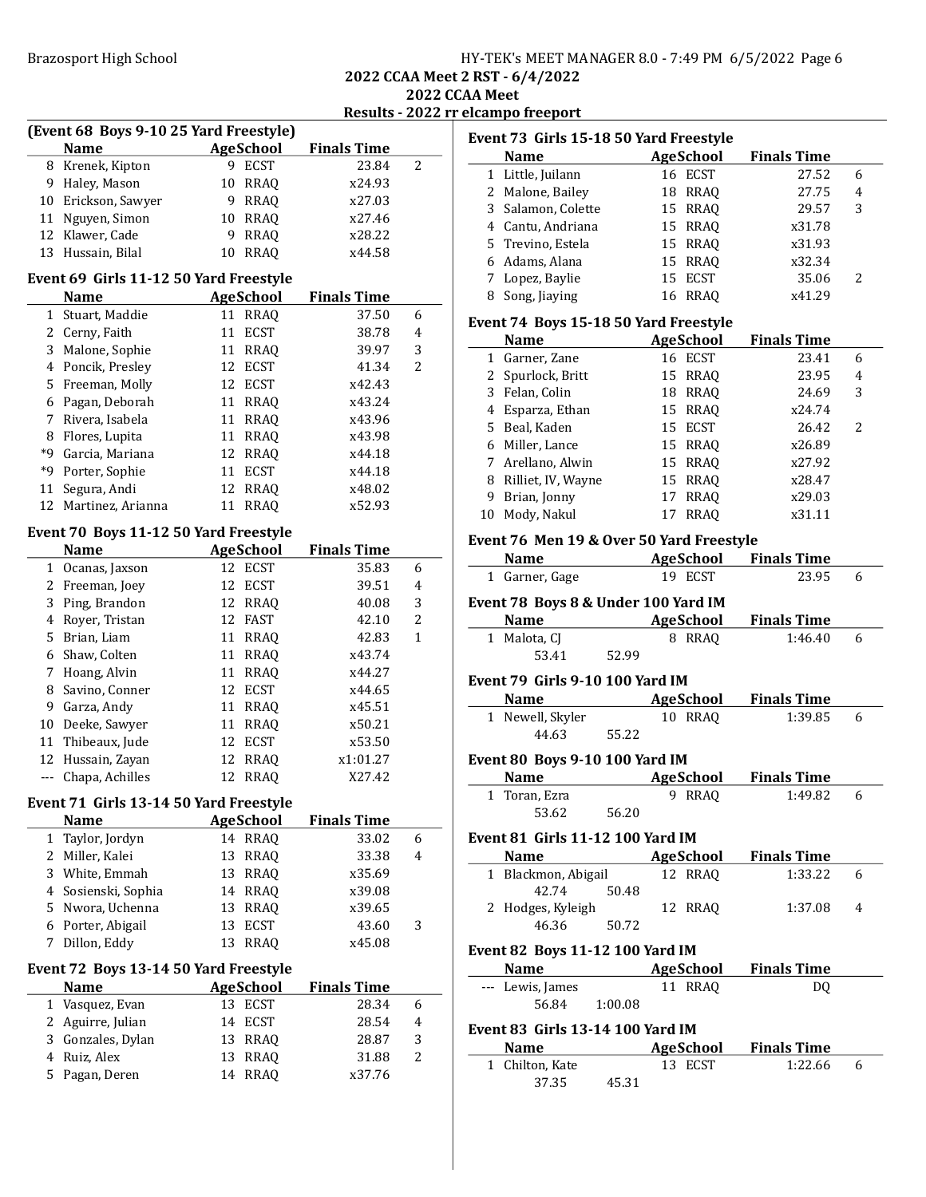## 2022 CCAA Meet 2 RST - 6/4/2022

## 2022 CCAA Meet

## Results - 2022 rr elcampo freeport

### (Event 68 Boys 9-10 25 Yard Freestyle)

| | Name | Age | School | Finals Time | |
|---|---|---|---|---|---|
| 8 | Krenek, Kipton | 9 | ECST | 23.84 | 2 |
| 9 | Haley, Mason | 10 | RRAQ | x24.93 | |
| 10 | Erickson, Sawyer | 9 | RRAQ | x27.03 | |
| 11 | Nguyen, Simon | 10 | RRAQ | x27.46 | |
| 12 | Klawer, Cade | 9 | RRAQ | x28.22 | |
| 13 | Hussain, Bilal | 10 | RRAQ | x44.58 | |

### Event 69 Girls 11-12 50 Yard Freestyle

| | Name | Age | School | Finals Time | |
|---|---|---|---|---|---|
| 1 | Stuart, Maddie | 11 | RRAQ | 37.50 | 6 |
| 2 | Cerny, Faith | 11 | ECST | 38.78 | 4 |
| 3 | Malone, Sophie | 11 | RRAQ | 39.97 | 3 |
| 4 | Poncik, Presley | 12 | ECST | 41.34 | 2 |
| 5 | Freeman, Molly | 12 | ECST | x42.43 | |
| 6 | Pagan, Deborah | 11 | RRAQ | x43.24 | |
| 7 | Rivera, Isabela | 11 | RRAQ | x43.96 | |
| 8 | Flores, Lupita | 11 | RRAQ | x43.98 | |
| *9 | Garcia, Mariana | 12 | RRAQ | x44.18 | |
| *9 | Porter, Sophie | 11 | ECST | x44.18 | |
| 11 | Segura, Andi | 12 | RRAQ | x48.02 | |
| 12 | Martinez, Arianna | 11 | RRAQ | x52.93 | |

### Event 70 Boys 11-12 50 Yard Freestyle

| | Name | Age | School | Finals Time | |
|---|---|---|---|---|---|
| 1 | Ocanas, Jaxson | 12 | ECST | 35.83 | 6 |
| 2 | Freeman, Joey | 12 | ECST | 39.51 | 4 |
| 3 | Ping, Brandon | 12 | RRAQ | 40.08 | 3 |
| 4 | Royer, Tristan | 12 | FAST | 42.10 | 2 |
| 5 | Brian, Liam | 11 | RRAQ | 42.83 | 1 |
| 6 | Shaw, Colten | 11 | RRAQ | x43.74 | |
| 7 | Hoang, Alvin | 11 | RRAQ | x44.27 | |
| 8 | Savino, Conner | 12 | ECST | x44.65 | |
| 9 | Garza, Andy | 11 | RRAQ | x45.51 | |
| 10 | Deeke, Sawyer | 11 | RRAQ | x50.21 | |
| 11 | Thibeaux, Jude | 12 | ECST | x53.50 | |
| 12 | Hussain, Zayan | 12 | RRAQ | x1:01.27 | |
| --- | Chapa, Achilles | 12 | RRAQ | X27.42 | |

### Event 71 Girls 13-14 50 Yard Freestyle

| | Name | Age | School | Finals Time | |
|---|---|---|---|---|---|
| 1 | Taylor, Jordyn | 14 | RRAQ | 33.02 | 6 |
| 2 | Miller, Kalei | 13 | RRAQ | 33.38 | 4 |
| 3 | White, Emmah | 13 | RRAQ | x35.69 | |
| 4 | Sosienski, Sophia | 14 | RRAQ | x39.08 | |
| 5 | Nwora, Uchenna | 13 | RRAQ | x39.65 | |
| 6 | Porter, Abigail | 13 | ECST | 43.60 | 3 |
| 7 | Dillon, Eddy | 13 | RRAQ | x45.08 | |

### Event 72 Boys 13-14 50 Yard Freestyle

| | Name | Age | School | Finals Time | |
|---|---|---|---|---|---|
| 1 | Vasquez, Evan | 13 | ECST | 28.34 | 6 |
| 2 | Aguirre, Julian | 14 | ECST | 28.54 | 4 |
| 3 | Gonzales, Dylan | 13 | RRAQ | 28.87 | 3 |
| 4 | Ruiz, Alex | 13 | RRAQ | 31.88 | 2 |
| 5 | Pagan, Deren | 14 | RRAQ | x37.76 | |

### Event 73 Girls 15-18 50 Yard Freestyle

| | Name | Age | School | Finals Time | |
|---|---|---|---|---|---|
| 1 | Little, Juilann | 16 | ECST | 27.52 | 6 |
| 2 | Malone, Bailey | 18 | RRAQ | 27.75 | 4 |
| 3 | Salamon, Colette | 15 | RRAQ | 29.57 | 3 |
| 4 | Cantu, Andriana | 15 | RRAQ | x31.78 | |
| 5 | Trevino, Estela | 15 | RRAQ | x31.93 | |
| 6 | Adams, Alana | 15 | RRAQ | x32.34 | |
| 7 | Lopez, Baylie | 15 | ECST | 35.06 | 2 |
| 8 | Song, Jiaying | 16 | RRAQ | x41.29 | |

### Event 74 Boys 15-18 50 Yard Freestyle

| | Name | Age | School | Finals Time | |
|---|---|---|---|---|---|
| 1 | Garner, Zane | 16 | ECST | 23.41 | 6 |
| 2 | Spurlock, Britt | 15 | RRAQ | 23.95 | 4 |
| 3 | Felan, Colin | 18 | RRAQ | 24.69 | 3 |
| 4 | Esparza, Ethan | 15 | RRAQ | x24.74 | |
| 5 | Beal, Kaden | 15 | ECST | 26.42 | 2 |
| 6 | Miller, Lance | 15 | RRAQ | x26.89 | |
| 7 | Arellano, Alwin | 15 | RRAQ | x27.92 | |
| 8 | Rilliet, IV, Wayne | 15 | RRAQ | x28.47 | |
| 9 | Brian, Jonny | 17 | RRAQ | x29.03 | |
| 10 | Mody, Nakul | 17 | RRAQ | x31.11 | |

### Event 76 Men 19 & Over 50 Yard Freestyle

| | Name | Age | School | Finals Time | |
|---|---|---|---|---|---|
| 1 | Garner, Gage | 19 | ECST | 23.95 | 6 |

### Event 78 Boys 8 & Under 100 Yard IM

| | Name | Age | School | Finals Time | |
|---|---|---|---|---|---|
| 1 | Malota, CJ | 8 | RRAQ | 1:46.40 | 6 |
| | 53.41 52.99 | | | | |

### Event 79 Girls 9-10 100 Yard IM

| | Name | Age | School | Finals Time | |
|---|---|---|---|---|---|
| 1 | Newell, Skyler | 10 | RRAQ | 1:39.85 | 6 |
| | 44.63 55.22 | | | | |

### Event 80 Boys 9-10 100 Yard IM

| | Name | Age | School | Finals Time | |
|---|---|---|---|---|---|
| 1 | Toran, Ezra | 9 | RRAQ | 1:49.82 | 6 |
| | 53.62 56.20 | | | | |

### Event 81 Girls 11-12 100 Yard IM

| | Name | Age | School | Finals Time | |
|---|---|---|---|---|---|
| 1 | Blackmon, Abigail | 12 | RRAQ | 1:33.22 | 6 |
| | 42.74 50.48 | | | | |
| 2 | Hodges, Kyleigh | 12 | RRAQ | 1:37.08 | 4 |
| | 46.36 50.72 | | | | |

### Event 82 Boys 11-12 100 Yard IM

| | Name | Age | School | Finals Time | |
|---|---|---|---|---|---|
| --- | Lewis, James | 11 | RRAQ | DQ | |
| | 56.84 1:00.08 | | | | |

### Event 83 Girls 13-14 100 Yard IM

| | Name | Age | School | Finals Time | |
|---|---|---|---|---|---|
| 1 | Chilton, Kate | 13 | ECST | 1:22.66 | 6 |
| | 37.35 45.31 | | | | |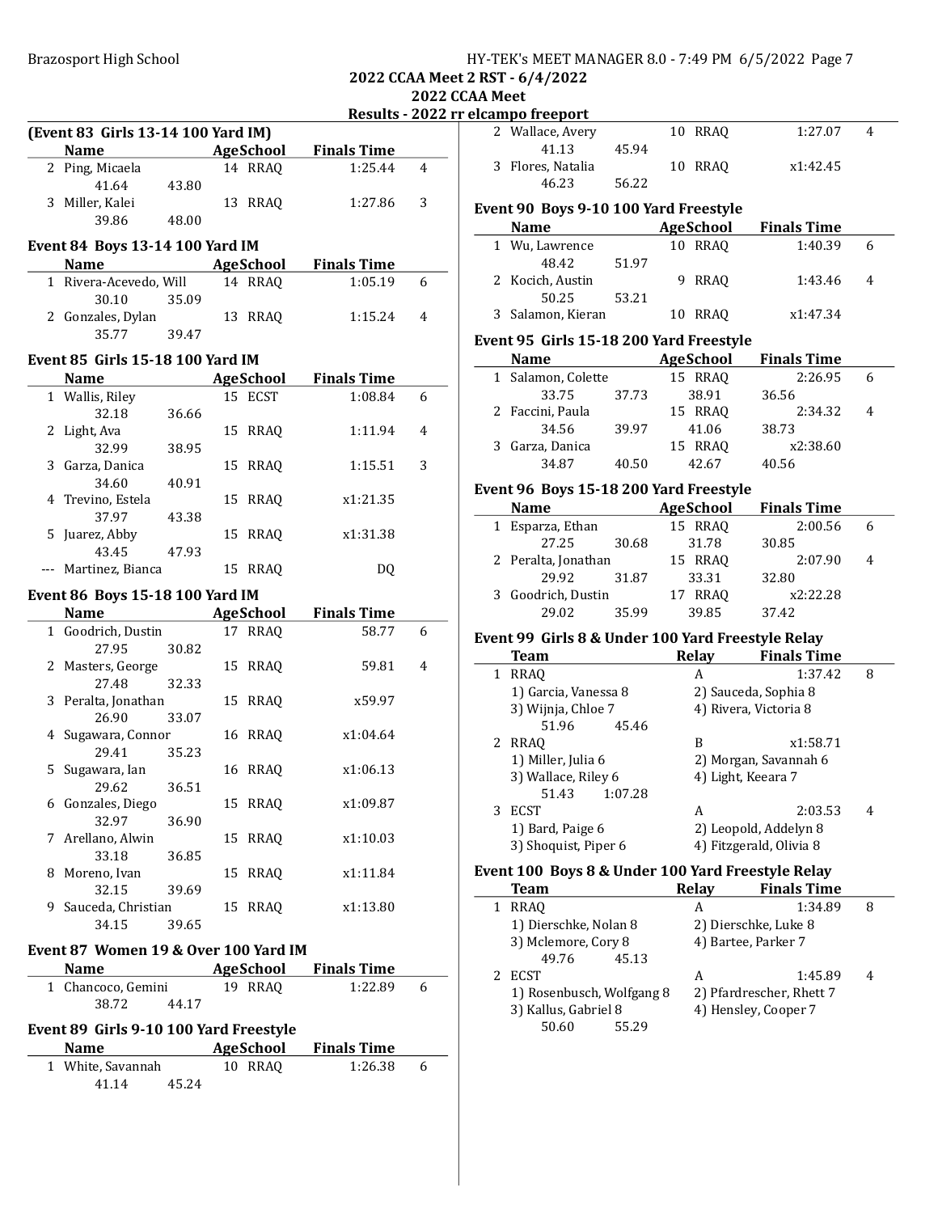# 2022 CCAA Meet 2 RST - 6/4/2022

## 2022 CCAA Meet

### Results - 2022 rr elcampo freeport

**(Event 83 Girls 13-14 100 Yard IM)**

| | Name | Age | School | Finals Time | Points |
|---|---|---|---|---|---|
| 2 | Ping, Micaela | 14 | RRAQ | 1:25.44 | 4 |
| | 41.64 43.80 | | | | |
| 3 | Miller, Kalei | 13 | RRAQ | 1:27.86 | 3 |
| | 39.86 48.00 | | | | |

**Event 84 Boys 13-14 100 Yard IM**

| | Name | Age | School | Finals Time | Points |
|---|---|---|---|---|---|
| 1 | Rivera-Acevedo, Will | 14 | RRAQ | 1:05.19 | 6 |
| | 30.10 35.09 | | | | |
| 2 | Gonzales, Dylan | 13 | RRAQ | 1:15.24 | 4 |
| | 35.77 39.47 | | | | |

**Event 85 Girls 15-18 100 Yard IM**

| | Name | Age | School | Finals Time | Points |
|---|---|---|---|---|---|
| 1 | Wallis, Riley | 15 | ECST | 1:08.84 | 6 |
| | 32.18 36.66 | | | | |
| 2 | Light, Ava | 15 | RRAQ | 1:11.94 | 4 |
| | 32.99 38.95 | | | | |
| 3 | Garza, Danica | 15 | RRAQ | 1:15.51 | 3 |
| | 34.60 40.91 | | | | |
| 4 | Trevino, Estela | 15 | RRAQ | x1:21.35 | |
| | 37.97 43.38 | | | | |
| 5 | Juarez, Abby | 15 | RRAQ | x1:31.38 | |
| | 43.45 47.93 | | | | |
| --- | Martinez, Bianca | 15 | RRAQ | DQ | |

**Event 86 Boys 15-18 100 Yard IM**

| | Name | Age | School | Finals Time | Points |
|---|---|---|---|---|---|
| 1 | Goodrich, Dustin | 17 | RRAQ | 58.77 | 6 |
| | 27.95 30.82 | | | | |
| 2 | Masters, George | 15 | RRAQ | 59.81 | 4 |
| | 27.48 32.33 | | | | |
| 3 | Peralta, Jonathan | 15 | RRAQ | x59.97 | |
| | 26.90 33.07 | | | | |
| 4 | Sugawara, Connor | 16 | RRAQ | x1:04.64 | |
| | 29.41 35.23 | | | | |
| 5 | Sugawara, Ian | 16 | RRAQ | x1:06.13 | |
| | 29.62 36.51 | | | | |
| 6 | Gonzales, Diego | 15 | RRAQ | x1:09.87 | |
| | 32.97 36.90 | | | | |
| 7 | Arellano, Alwin | 15 | RRAQ | x1:10.03 | |
| | 33.18 36.85 | | | | |
| 8 | Moreno, Ivan | 15 | RRAQ | x1:11.84 | |
| | 32.15 39.69 | | | | |
| 9 | Sauceda, Christian | 15 | RRAQ | x1:13.80 | |
| | 34.15 39.65 | | | | |

**Event 87 Women 19 & Over 100 Yard IM**

| | Name | Age | School | Finals Time | Points |
|---|---|---|---|---|---|
| 1 | Chancoco, Gemini | 19 | RRAQ | 1:22.89 | 6 |
| | 38.72 44.17 | | | | |

**Event 89 Girls 9-10 100 Yard Freestyle**

| | Name | Age | School | Finals Time | Points |
|---|---|---|---|---|---|
| 1 | White, Savannah | 10 | RRAQ | 1:26.38 | 6 |
| | 41.14 45.24 | | | | |
| 2 | Wallace, Avery | 10 | RRAQ | 1:27.07 | 4 |
| | 41.13 45.94 | | | | |
| 3 | Flores, Natalia | 10 | RRAQ | x1:42.45 | |
| | 46.23 56.22 | | | | |

**Event 90 Boys 9-10 100 Yard Freestyle**

| | Name | Age | School | Finals Time | Points |
|---|---|---|---|---|---|
| 1 | Wu, Lawrence | 10 | RRAQ | 1:40.39 | 6 |
| | 48.42 51.97 | | | | |
| 2 | Kocich, Austin | 9 | RRAQ | 1:43.46 | 4 |
| | 50.25 53.21 | | | | |
| 3 | Salamon, Kieran | 10 | RRAQ | x1:47.34 | |

**Event 95 Girls 15-18 200 Yard Freestyle**

| | Name | Age | School | Finals Time | Points |
|---|---|---|---|---|---|
| 1 | Salamon, Colette | 15 | RRAQ | 2:26.95 | 6 |
| | 33.75 37.73 38.91 36.56 | | | | |
| 2 | Faccini, Paula | 15 | RRAQ | 2:34.32 | 4 |
| | 34.56 39.97 41.06 38.73 | | | | |
| 3 | Garza, Danica | 15 | RRAQ | x2:38.60 | |
| | 34.87 40.50 42.67 40.56 | | | | |

**Event 96 Boys 15-18 200 Yard Freestyle**

| | Name | Age | School | Finals Time | Points |
|---|---|---|---|---|---|
| 1 | Esparza, Ethan | 15 | RRAQ | 2:00.56 | 6 |
| | 27.25 30.68 31.78 30.85 | | | | |
| 2 | Peralta, Jonathan | 15 | RRAQ | 2:07.90 | 4 |
| | 29.92 31.87 33.31 32.80 | | | | |
| 3 | Goodrich, Dustin | 17 | RRAQ | x2:22.28 | |
| | 29.02 35.99 39.85 37.42 | | | | |

**Event 99 Girls 8 & Under 100 Yard Freestyle Relay**

| | Team | Relay | Finals Time | Points |
|---|---|---|---|---|
| 1 | RRAQ | A | 1:37.42 | 8 |
| | 1) Garcia, Vanessa 8; 2) Sauceda, Sophia 8; 3) Wijnja, Chloe 7; 4) Rivera, Victoria 8 | | | |
| | 51.96 45.46 | | | |
| 2 | RRAQ | B | x1:58.71 | |
| | 1) Miller, Julia 6; 2) Morgan, Savannah 6; 3) Wallace, Riley 6; 4) Light, Keeara 7 | | | |
| | 51.43 1:07.28 | | | |
| 3 | ECST | A | 2:03.53 | 4 |
| | 1) Bard, Paige 6; 2) Leopold, Addelyn 8; 3) Shoquist, Piper 6; 4) Fitzgerald, Olivia 8 | | | |

**Event 100 Boys 8 & Under 100 Yard Freestyle Relay**

| | Team | Relay | Finals Time | Points |
|---|---|---|---|---|
| 1 | RRAQ | A | 1:34.89 | 8 |
| | 1) Dierschke, Nolan 8; 2) Dierschke, Luke 8; 3) Mclemore, Cory 8; 4) Bartee, Parker 7 | | | |
| | 49.76 45.13 | | | |
| 2 | ECST | A | 1:45.89 | 4 |
| | 1) Rosenbusch, Wolfgang 8; 2) Pfardrescher, Rhett 7; 3) Kallus, Gabriel 8; 4) Hensley, Cooper 7 | | | |
| | 50.60 55.29 | | | |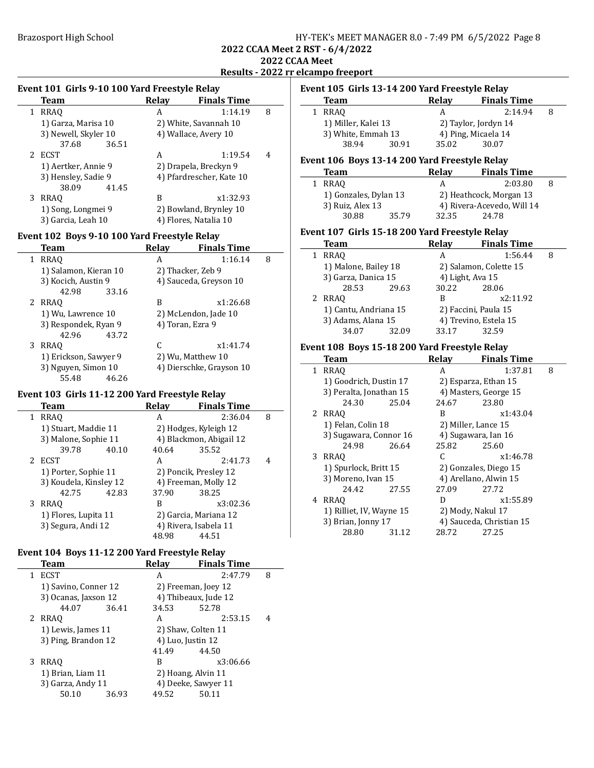### 2022 CCAA Meet 2 RST - 6/4/2022

### 2022 CCAA Meet

### Results - 2022 rr elcampo freeport

#### Event 101 Girls 9-10 100 Yard Freestyle Relay

| | Team | Relay | Finals Time | |
|---|---|---|---|---|
| 1 | RRAQ | A | 1:14.19 | 8 |
| | 1) Garza, Marisa 10 | 2) White, Savannah 10 | | |
| | 3) Newell, Skyler 10 | 4) Wallace, Avery 10 | | |
| | 37.68 36.51 | | | |
| 2 | ECST | A | 1:19.54 | 4 |
| | 1) Aertker, Annie 9 | 2) Drapela, Breckyn 9 | | |
| | 3) Hensley, Sadie 9 | 4) Pfardrescher, Kate 10 | | |
| | 38.09 41.45 | | | |
| 3 | RRAQ | B | x1:32.93 | |
| | 1) Song, Longmei 9 | 2) Bowland, Brynley 10 | | |
| | 3) Garcia, Leah 10 | 4) Flores, Natalia 10 | | |

#### Event 102 Boys 9-10 100 Yard Freestyle Relay

| | Team | Relay | Finals Time | |
|---|---|---|---|---|
| 1 | RRAQ | A | 1:16.14 | 8 |
| | 1) Salamon, Kieran 10 | 2) Thacker, Zeb 9 | | |
| | 3) Kocich, Austin 9 | 4) Sauceda, Greyson 10 | | |
| | 42.98 33.16 | | | |
| 2 | RRAQ | B | x1:26.68 | |
| | 1) Wu, Lawrence 10 | 2) McLendon, Jade 10 | | |
| | 3) Respondek, Ryan 9 | 4) Toran, Ezra 9 | | |
| | 42.96 43.72 | | | |
| 3 | RRAQ | C | x1:41.74 | |
| | 1) Erickson, Sawyer 9 | 2) Wu, Matthew 10 | | |
| | 3) Nguyen, Simon 10 | 4) Dierschke, Grayson 10 | | |
| | 55.48 46.26 | | | |

#### Event 103 Girls 11-12 200 Yard Freestyle Relay

| | Team | Relay | Finals Time | |
|---|---|---|---|---|
| 1 | RRAQ | A | 2:36.04 | 8 |
| | 1) Stuart, Maddie 11 | 2) Hodges, Kyleigh 12 | | |
| | 3) Malone, Sophie 11 | 4) Blackmon, Abigail 12 | | |
| | 39.78 40.10 | 40.64 35.52 | | |
| 2 | ECST | A | 2:41.73 | 4 |
| | 1) Porter, Sophie 11 | 2) Poncik, Presley 12 | | |
| | 3) Koudela, Kinsley 12 | 4) Freeman, Molly 12 | | |
| | 42.75 42.83 | 37.90 38.25 | | |
| 3 | RRAQ | B | x3:02.36 | |
| | 1) Flores, Lupita 11 | 2) Garcia, Mariana 12 | | |
| | 3) Segura, Andi 12 | 4) Rivera, Isabela 11 | | |
| | | 48.98 44.51 | | |

#### Event 104 Boys 11-12 200 Yard Freestyle Relay

| | Team | Relay | Finals Time | |
|---|---|---|---|---|
| 1 | ECST | A | 2:47.79 | 8 |
| | 1) Savino, Conner 12 | 2) Freeman, Joey 12 | | |
| | 3) Ocanas, Jaxson 12 | 4) Thibeaux, Jude 12 | | |
| | 44.07 36.41 | 34.53 52.78 | | |
| 2 | RRAQ | A | 2:53.15 | 4 |
| | 1) Lewis, James 11 | 2) Shaw, Colten 11 | | |
| | 3) Ping, Brandon 12 | 4) Luo, Justin 12 | | |
| | | 41.49 44.50 | | |
| 3 | RRAQ | B | x3:06.66 | |
| | 1) Brian, Liam 11 | 2) Hoang, Alvin 11 | | |
| | 3) Garza, Andy 11 | 4) Deeke, Sawyer 11 | | |
| | 50.10 36.93 | 49.52 50.11 | | |

#### Event 105 Girls 13-14 200 Yard Freestyle Relay

| | Team | Relay | Finals Time | |
|---|---|---|---|---|
| 1 | RRAQ | A | 2:14.94 | 8 |
| | 1) Miller, Kalei 13 | 2) Taylor, Jordyn 14 | | |
| | 3) White, Emmah 13 | 4) Ping, Micaela 14 | | |
| | 38.94 30.91 | 35.02 30.07 | | |

#### Event 106 Boys 13-14 200 Yard Freestyle Relay

| | Team | Relay | Finals Time | |
|---|---|---|---|---|
| 1 | RRAQ | A | 2:03.80 | 8 |
| | 1) Gonzales, Dylan 13 | 2) Heathcock, Morgan 13 | | |
| | 3) Ruiz, Alex 13 | 4) Rivera-Acevedo, Will 14 | | |
| | 30.88 35.79 | 32.35 24.78 | | |

#### Event 107 Girls 15-18 200 Yard Freestyle Relay

| | Team | Relay | Finals Time | |
|---|---|---|---|---|
| 1 | RRAQ | A | 1:56.44 | 8 |
| | 1) Malone, Bailey 18 | 2) Salamon, Colette 15 | | |
| | 3) Garza, Danica 15 | 4) Light, Ava 15 | | |
| | 28.53 29.63 | 30.22 28.06 | | |
| 2 | RRAQ | B | x2:11.92 | |
| | 1) Cantu, Andriana 15 | 2) Faccini, Paula 15 | | |
| | 3) Adams, Alana 15 | 4) Trevino, Estela 15 | | |
| | 34.07 32.09 | 33.17 32.59 | | |

#### Event 108 Boys 15-18 200 Yard Freestyle Relay

| | Team | Relay | Finals Time | |
|---|---|---|---|---|
| 1 | RRAQ | A | 1:37.81 | 8 |
| | 1) Goodrich, Dustin 17 | 2) Esparza, Ethan 15 | | |
| | 3) Peralta, Jonathan 15 | 4) Masters, George 15 | | |
| | 24.30 25.04 | 24.67 23.80 | | |
| 2 | RRAQ | B | x1:43.04 | |
| | 1) Felan, Colin 18 | 2) Miller, Lance 15 | | |
| | 3) Sugawara, Connor 16 | 4) Sugawara, Ian 16 | | |
| | 24.98 26.64 | 25.82 25.60 | | |
| 3 | RRAQ | C | x1:46.78 | |
| | 1) Spurlock, Britt 15 | 2) Gonzales, Diego 15 | | |
| | 3) Moreno, Ivan 15 | 4) Arellano, Alwin 15 | | |
| | 24.42 27.55 | 27.09 27.72 | | |
| 4 | RRAQ | D | x1:55.89 | |
| | 1) Rilliet, IV, Wayne 15 | 2) Mody, Nakul 17 | | |
| | 3) Brian, Jonny 17 | 4) Sauceda, Christian 15 | | |
| | 28.80 31.12 | 28.72 27.25 | | |